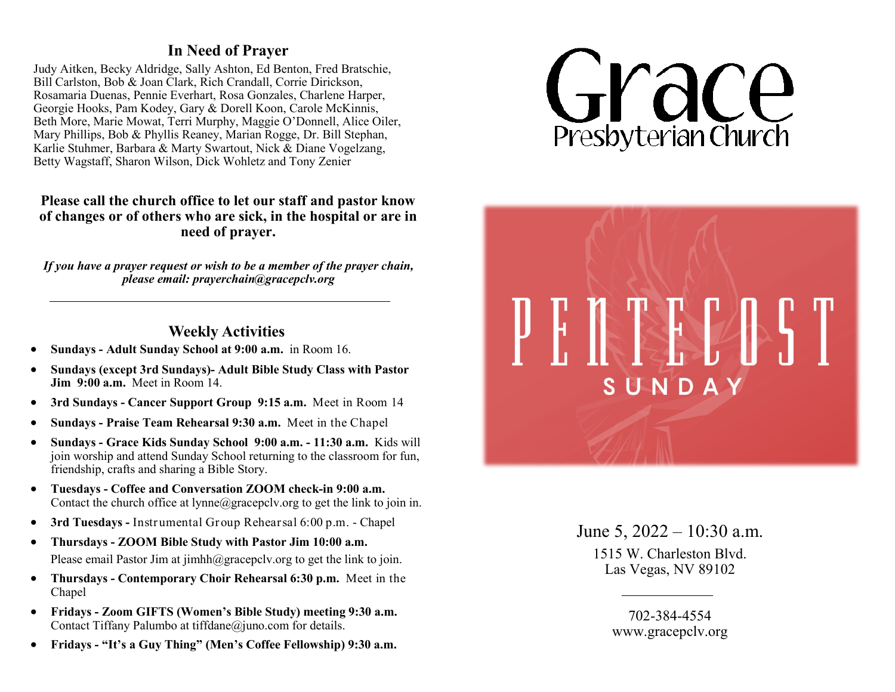## In Need of Prayer

Judy Aitken, Becky Aldridge, Sally Ashton, Ed Benton, Fred Bratschie, Bill Carlston, Bob & Joan Clark, Rich Crandall, Corrie Dirickson, Rosamaria Duenas, Pennie Everhart, Rosa Gonzales, Charlene Harper, Georgie Hooks, Pam Kodey, Gary & Dorell Koon, Carole McKinnis, Beth More, Marie Mowat, Terri Murphy, Maggie O'Donnell, Alice Oiler, Mary Phillips, Bob & Phyllis Reaney, Marian Rogge, Dr. Bill Stephan, Karlie Stuhmer, Barbara & Marty Swartout, Nick & Diane Vogelzang, Betty Wagstaff, Sharon Wilson, Dick Wohletz and Tony Zenier

**Please call the church office to let our staff and pastor know of changes or of others who are sick, in the hospital or are in need of prayer.**

***If you have a prayer request or wish to be a member of the prayer chain, please email: prayerchain@gracepclv.org***

---

## Weekly Activities

- **Sundays - Adult Sunday School at 9:00 a.m.** in Room 16.
- **Sundays (except 3rd Sundays)- Adult Bible Study Class with Pastor Jim 9:00 a.m.** Meet in Room 14.
- **3rd Sundays - Cancer Support Group 9:15 a.m.** Meet in Room 14
- **Sundays - Praise Team Rehearsal 9:30 a.m.** Meet in the Chapel
- **Sundays - Grace Kids Sunday School 9:00 a.m. - 11:30 a.m.** Kids will join worship and attend Sunday School returning to the classroom for fun, friendship, crafts and sharing a Bible Story.
- **Tuesdays - Coffee and Conversation ZOOM check-in 9:00 a.m.** Contact the church office at lynne@gracepclv.org to get the link to join in.
- **3rd Tuesdays -** Instrumental Group Rehearsal 6:00 p.m. - Chapel
- **Thursdays - ZOOM Bible Study with Pastor Jim 10:00 a.m.** Please email Pastor Jim at jimhh@gracepclv.org to get the link to join.
- **Thursdays - Contemporary Choir Rehearsal 6:30 p.m.** Meet in the Chapel
- **Fridays - Zoom GIFTS (Women's Bible Study) meeting 9:30 a.m.** Contact Tiffany Palumbo at tiffdane@juno.com for details.
- **Fridays - "It's a Guy Thing" (Men's Coffee Fellowship) 9:30 a.m.**

# Grace
## Presbyterian Church

# PENTECOST SUNDAY

June 5, 2022 – 10:30 a.m.

1515 W. Charleston Blvd.
Las Vegas, NV 89102

702-384-4554
www.gracepclv.org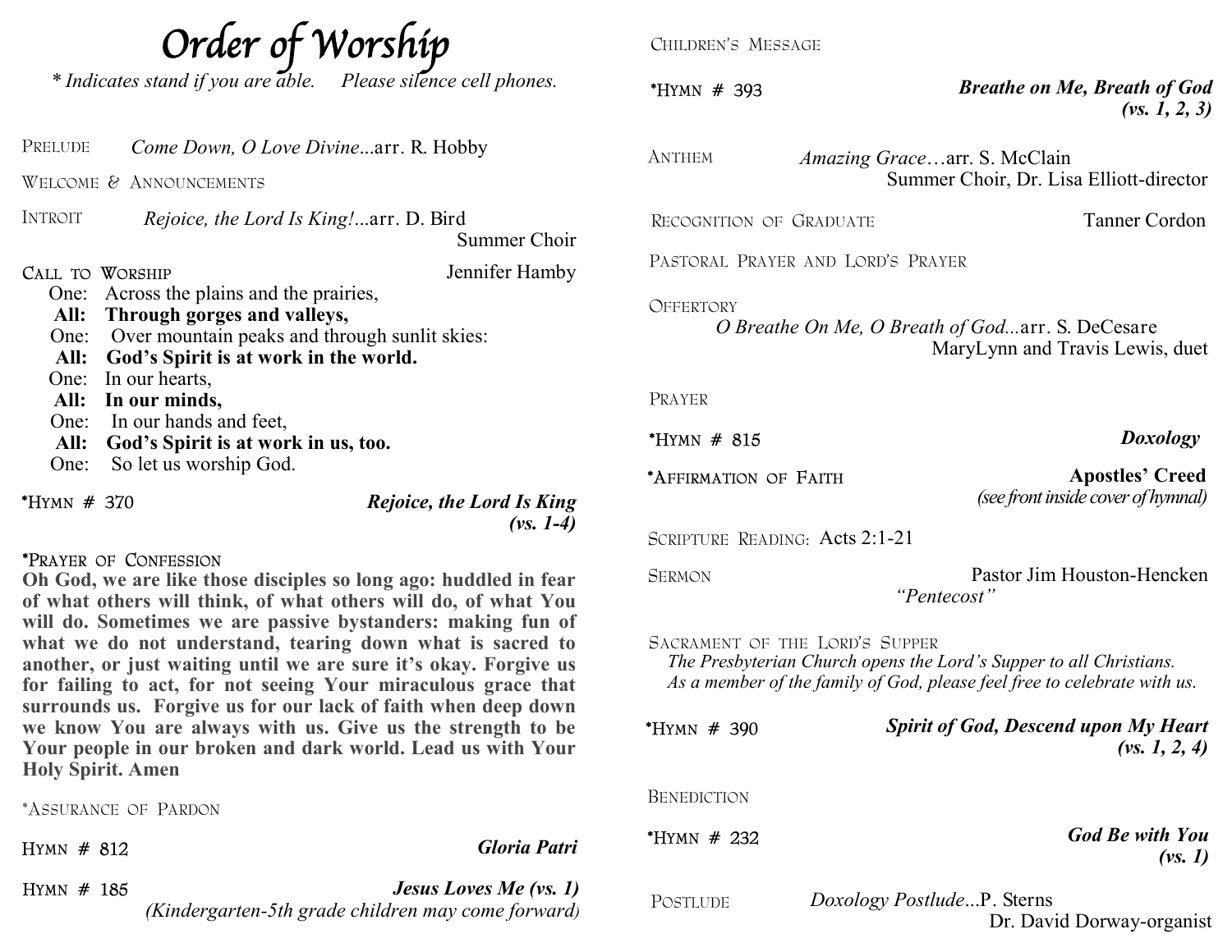# Order of Worship

*\* Indicates stand if you are able. Please silence cell phones.*

PRELUDE *Come Down, O Love Divine*...arr. R. Hobby

WELCOME & ANNOUNCEMENTS

INTROIT *Rejoice, the Lord Is King!*...arr. D. Bird
Summer Choir

CALL TO WORSHIP Jennifer Hamby

One: Across the plains and the prairies,
**All: Through gorges and valleys,**
One: Over mountain peaks and through sunlit skies:
**All: God's Spirit is at work in the world.**
One: In our hearts,
**All: In our minds,**
One: In our hands and feet,
**All: God's Spirit is at work in us, too.**
One: So let us worship God.

\*HYMN # 370 ***Rejoice, the Lord Is King (vs. 1-4)***

\*PRAYER OF CONFESSION

**Oh God, we are like those disciples so long ago: huddled in fear of what others will think, of what others will do, of what You will do. Sometimes we are passive bystanders: making fun of what we do not understand, tearing down what is sacred to another, or just waiting until we are sure it's okay. Forgive us for failing to act, for not seeing Your miraculous grace that surrounds us. Forgive us for our lack of faith when deep down we know You are always with us. Give us the strength to be Your people in our broken and dark world. Lead us with Your Holy Spirit. Amen**

\*ASSURANCE OF PARDON

HYMN # 812 ***Gloria Patri***

HYMN # 185 ***Jesus Loves Me (vs. 1)***
*(Kindergarten-5th grade children may come forward)*

CHILDREN'S MESSAGE

\*HYMN # 393 ***Breathe on Me, Breath of God (vs. 1, 2, 3)***

ANTHEM *Amazing Grace*…arr. S. McClain
Summer Choir, Dr. Lisa Elliott-director

RECOGNITION OF GRADUATE Tanner Cordon

PASTORAL PRAYER AND LORD'S PRAYER

OFFERTORY
*O Breathe On Me, O Breath of God*...arr. S. DeCesare
MaryLynn and Travis Lewis, duet

PRAYER

\*HYMN # 815 ***Doxology***

\*AFFIRMATION OF FAITH **Apostles' Creed**
*(see front inside cover of hymnal)*

SCRIPTURE READING: Acts 2:1-21

SERMON Pastor Jim Houston-Hencken
*"Pentecost"*

SACRAMENT OF THE LORD'S SUPPER
*The Presbyterian Church opens the Lord's Supper to all Christians. As a member of the family of God, please feel free to celebrate with us.*

\*HYMN # 390 ***Spirit of God, Descend upon My Heart (vs. 1, 2, 4)***

BENEDICTION

\*HYMN # 232 ***God Be with You (vs. 1)***

POSTLUDE *Doxology Postlude*...P. Sterns
Dr. David Dorway-organist